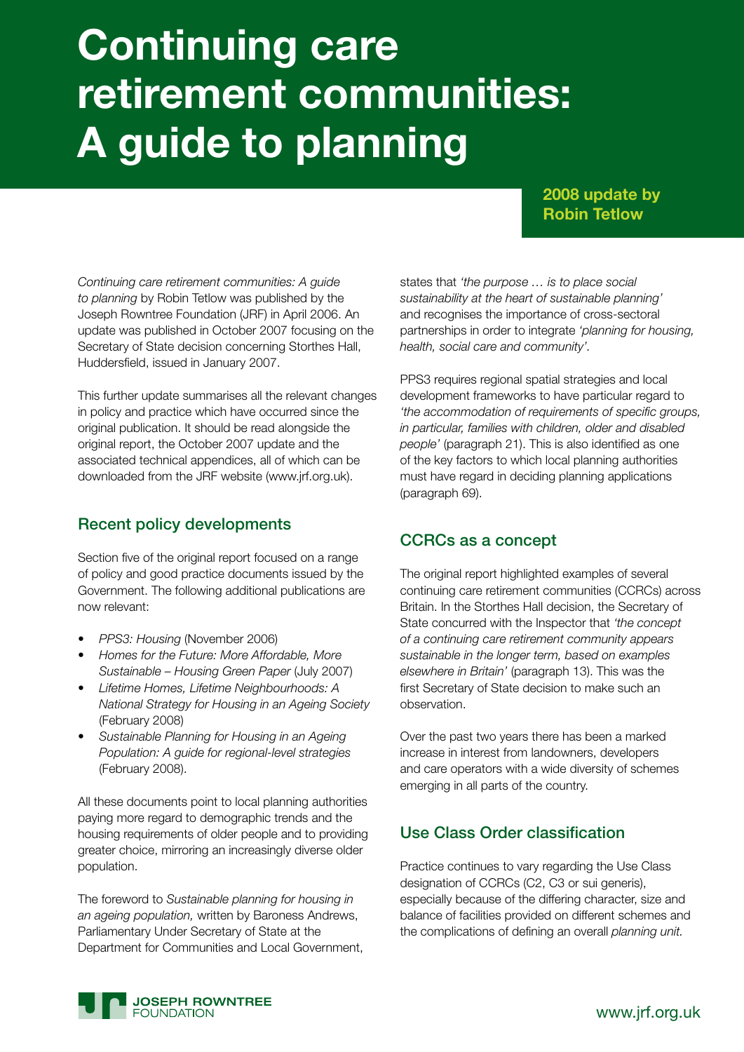# Continuing care retirement communities: A guide to planning

**2008 update by Robin Tetlow**

*Continuing care retirement communities: A guide to planning* by Robin Tetlow was published by the Joseph Rowntree Foundation (JRF) in April 2006. An update was published in October 2007 focusing on the Secretary of State decision concerning Storthes Hall, Huddersfield, issued in January 2007.

This further update summarises all the relevant changes in policy and practice which have occurred since the original publication. It should be read alongside the original report, the October 2007 update and the associated technical appendices, all of which can be downloaded from the JRF website (www.jrf.org.uk).

## Recent policy developments

Section five of the original report focused on a range of policy and good practice documents issued by the Government. The following additional publications are now relevant:

- *PPS3: Housing* (November 2006)
- *Homes for the Future: More Affordable, More Sustainable – Housing Green Paper* (July 2007)
- *Lifetime Homes, Lifetime Neighbourhoods: A National Strategy for Housing in an Ageing Society* (February 2008)
- *Sustainable Planning for Housing in an Ageing Population: A guide for regional-level strategies* (February 2008).

All these documents point to local planning authorities paying more regard to demographic trends and the housing requirements of older people and to providing greater choice, mirroring an increasingly diverse older population.

The foreword to *Sustainable planning for housing in an ageing population,* written by Baroness Andrews, Parliamentary Under Secretary of State at the Department for Communities and Local Government, states that *'the purpose … is to place social sustainability at the heart of sustainable planning'* and recognises the importance of cross-sectoral partnerships in order to integrate *'planning for housing, health, social care and community'*.

PPS3 requires regional spatial strategies and local development frameworks to have particular regard to *'the accommodation of requirements of specific groups, in particular, families with children, older and disabled people'* (paragraph 21). This is also identified as one of the key factors to which local planning authorities must have regard in deciding planning applications (paragraph 69).

## CCRCs as a concept

The original report highlighted examples of several continuing care retirement communities (CCRCs) across Britain. In the Storthes Hall decision, the Secretary of State concurred with the Inspector that *'the concept of a continuing care retirement community appears sustainable in the longer term, based on examples elsewhere in Britain'* (paragraph 13). This was the first Secretary of State decision to make such an observation.

Over the past two years there has been a marked increase in interest from landowners, developers and care operators with a wide diversity of schemes emerging in all parts of the country.

## Use Class Order classification

Practice continues to vary regarding the Use Class designation of CCRCs (C2, C3 or sui generis), especially because of the differing character, size and balance of facilities provided on different schemes and the complications of defining an overall *planning unit.*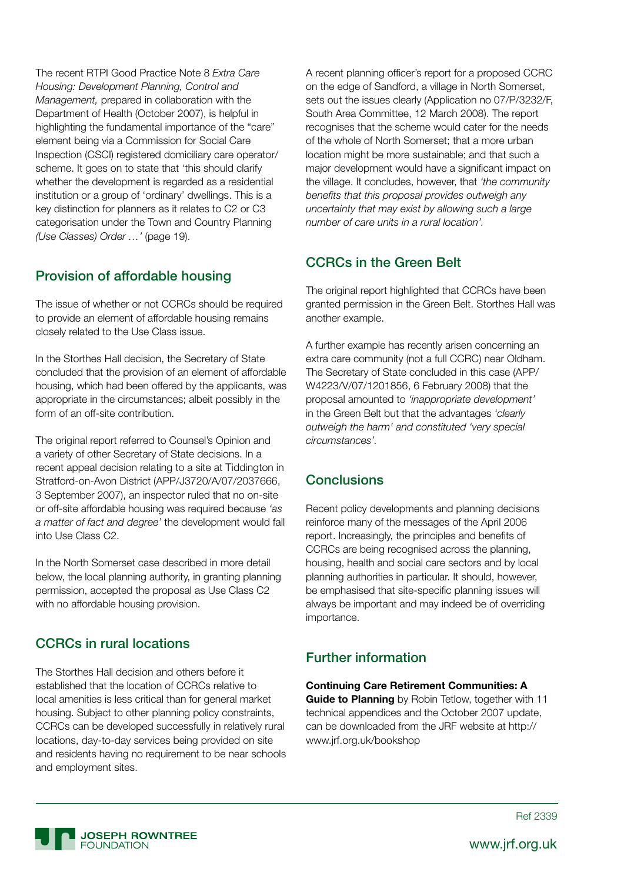The recent RTPI Good Practice Note 8 *Extra Care Housing: Development Planning, Control and Management,* prepared in collaboration with the Department of Health (October 2007), is helpful in highlighting the fundamental importance of the "care" element being via a Commission for Social Care Inspection (CSCI) registered domiciliary care operator/ scheme. It goes on to state that 'this should clarify whether the development is regarded as a residential institution or a group of 'ordinary' dwellings. This is a key distinction for planners as it relates to C2 or C3 categorisation under the Town and Country Planning *(Use Classes) Order …'* (page 19).

## Provision of affordable housing

The issue of whether or not CCRCs should be required to provide an element of affordable housing remains closely related to the Use Class issue.

In the Storthes Hall decision, the Secretary of State concluded that the provision of an element of affordable housing, which had been offered by the applicants, was appropriate in the circumstances; albeit possibly in the form of an off-site contribution.

The original report referred to Counsel's Opinion and a variety of other Secretary of State decisions. In a recent appeal decision relating to a site at Tiddington in Stratford-on-Avon District (APP/J3720/A/07/2037666, 3 September 2007), an inspector ruled that no on-site or off-site affordable housing was required because *'as a matter of fact and degree'* the development would fall into Use Class C2.

In the North Somerset case described in more detail below, the local planning authority, in granting planning permission, accepted the proposal as Use Class C2 with no affordable housing provision.

## CCRCs in rural locations

The Storthes Hall decision and others before it established that the location of CCRCs relative to local amenities is less critical than for general market housing. Subject to other planning policy constraints, CCRCs can be developed successfully in relatively rural locations, day-to-day services being provided on site and residents having no requirement to be near schools and employment sites.

A recent planning officer's report for a proposed CCRC on the edge of Sandford, a village in North Somerset, sets out the issues clearly (Application no 07/P/3232/F, South Area Committee, 12 March 2008). The report recognises that the scheme would cater for the needs of the whole of North Somerset; that a more urban location might be more sustainable; and that such a major development would have a significant impact on the village. It concludes, however, that *'the community benefits that this proposal provides outweigh any uncertainty that may exist by allowing such a large number of care units in a rural location'.*

## CCRCs in the Green Belt

The original report highlighted that CCRCs have been granted permission in the Green Belt. Storthes Hall was another example.

A further example has recently arisen concerning an extra care community (not a full CCRC) near Oldham. The Secretary of State concluded in this case (APP/ W4223/V/07/1201856, 6 February 2008) that the proposal amounted to *'inappropriate development'* in the Green Belt but that the advantages *'clearly outweigh the harm'* and constituted *'very special circumstances'.*

## Conclusions

Recent policy developments and planning decisions reinforce many of the messages of the April 2006 report. Increasingly, the principles and benefits of CCRCs are being recognised across the planning, housing, health and social care sectors and by local planning authorities in particular. It should, however, be emphasised that site-specific planning issues will always be important and may indeed be of overriding importance.

## Further information

**Continuing Care Retirement Communities: A Guide to Planning** by Robin Tetlow, together with 11 technical appendices and the October 2007 update, can be downloaded from the JRF website at http://www.jrf.org.uk/bookshop

Ref 2339

JOSEPH ROWNTREE FOUNDATION

www.jrf.org.uk